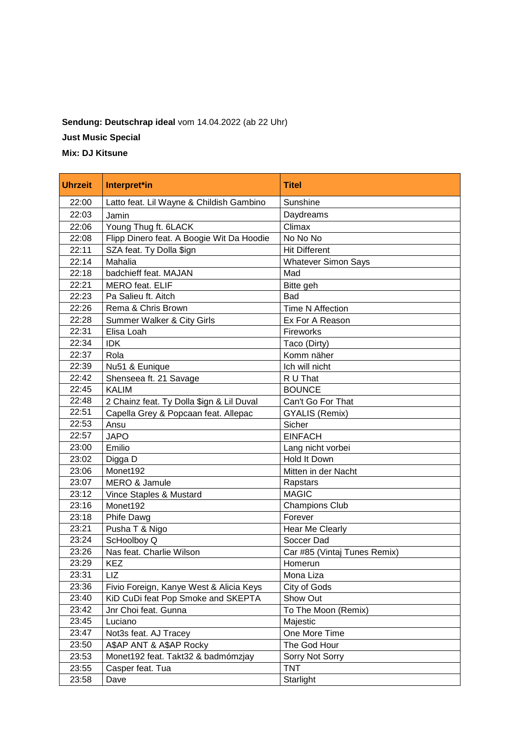**Sendung: Deutschrap ideal** vom 14.04.2022 (ab 22 Uhr)

**Just Music Special**

**Mix: DJ Kitsune**

| Uhrzeit | Interpret*in | Titel |
|---|---|---|
| 22:00 | Latto feat. Lil Wayne & Childish Gambino | Sunshine |
| 22:03 | Jamin | Daydreams |
| 22:06 | Young Thug ft. 6LACK | Climax |
| 22:08 | Flipp Dinero feat. A Boogie Wit Da Hoodie | No No No |
| 22:11 | SZA feat. Ty Dolla $ign | Hit Different |
| 22:14 | Mahalia | Whatever Simon Says |
| 22:18 | badchieff feat. MAJAN | Mad |
| 22:21 | MERO feat. ELIF | Bitte geh |
| 22:23 | Pa Salieu ft. Aitch | Bad |
| 22:26 | Rema & Chris Brown | Time N Affection |
| 22:28 | Summer Walker & City Girls | Ex For A Reason |
| 22:31 | Elisa Loah | Fireworks |
| 22:34 | IDK | Taco (Dirty) |
| 22:37 | Rola | Komm näher |
| 22:39 | Nu51 & Eunique | Ich will nicht |
| 22:42 | Shenseea ft. 21 Savage | R U That |
| 22:45 | KALIM | BOUNCE |
| 22:48 | 2 Chainz feat. Ty Dolla $ign & Lil Duval | Can't Go For That |
| 22:51 | Capella Grey & Popcaan feat. Allepac | GYALIS (Remix) |
| 22:53 | Ansu | Sicher |
| 22:57 | JAPO | EINFACH |
| 23:00 | Emilio | Lang nicht vorbei |
| 23:02 | Digga D | Hold It Down |
| 23:06 | Monet192 | Mitten in der Nacht |
| 23:07 | MERO & Jamule | Rapstars |
| 23:12 | Vince Staples & Mustard | MAGIC |
| 23:16 | Monet192 | Champions Club |
| 23:18 | Phife Dawg | Forever |
| 23:21 | Pusha T & Nigo | Hear Me Clearly |
| 23:24 | ScHoolboy Q | Soccer Dad |
| 23:26 | Nas feat. Charlie Wilson | Car #85 (Vintaj Tunes Remix) |
| 23:29 | KEZ | Homerun |
| 23:31 | LIZ | Mona Liza |
| 23:36 | Fivio Foreign, Kanye West & Alicia Keys | City of Gods |
| 23:40 | KiD CuDi feat Pop Smoke and SKEPTA | Show Out |
| 23:42 | Jnr Choi feat. Gunna | To The Moon (Remix) |
| 23:45 | Luciano | Majestic |
| 23:47 | Not3s feat. AJ Tracey | One More Time |
| 23:50 | A$AP ANT & A$AP Rocky | The God Hour |
| 23:53 | Monet192 feat. Takt32 & badmómzjay | Sorry Not Sorry |
| 23:55 | Casper feat. Tua | TNT |
| 23:58 | Dave | Starlight |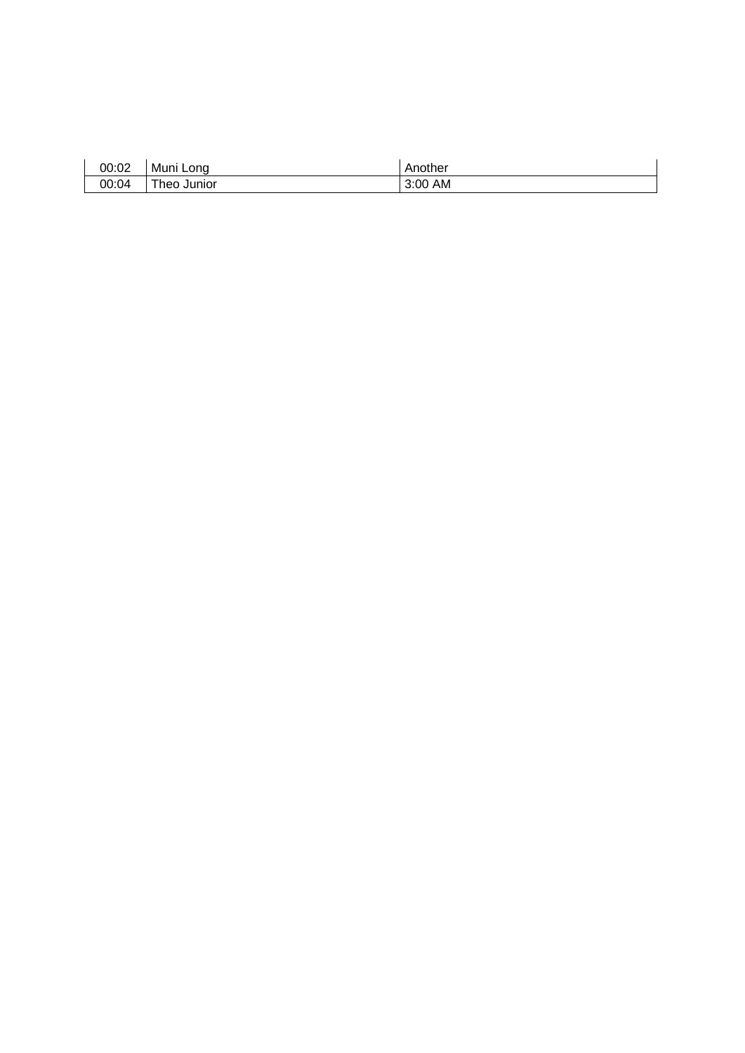| | | |
|---|---|---|
| 00:02 | Muni Long | Another |
| 00:04 | Theo Junior | 3:00 AM |